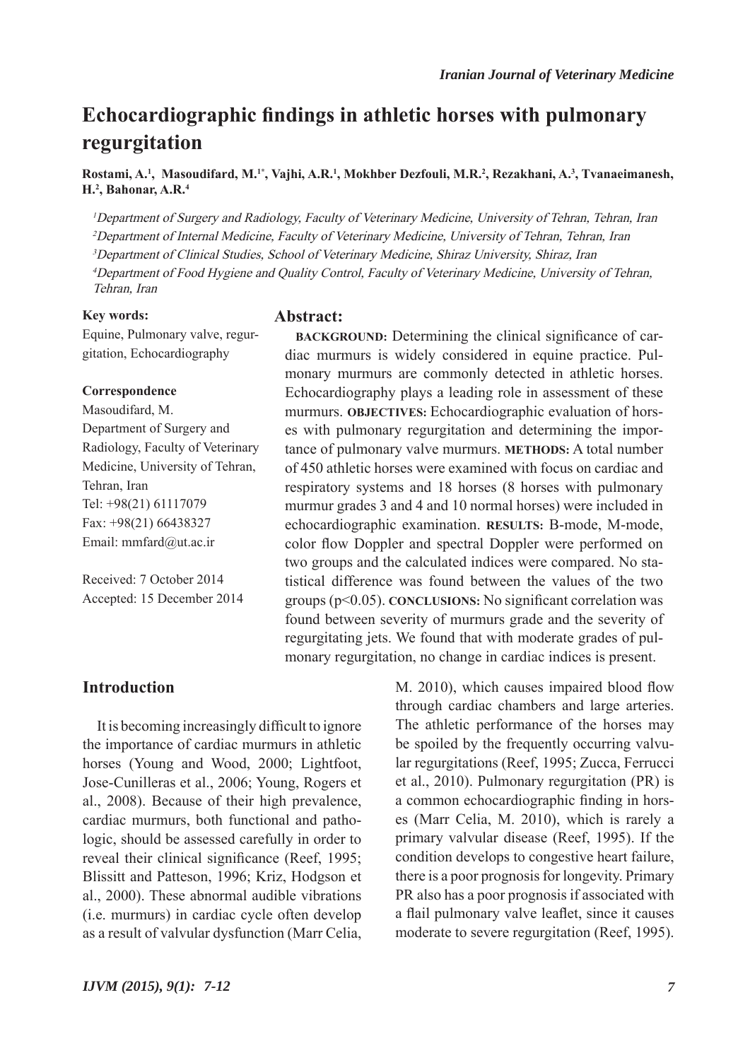# Echocardiographic findings in athletic horses with pulmonary regurgitation

**Rostami, A.[1], Masoudifard, M.[1*], Vajhi, A.R.[1], Mokhber Dezfouli, M.R.[2], Rezakhani, A.[3], Tvanaeimanesh, H.[2], Bahonar, A.R.[4]**

[1]*Department of Surgery and Radiology, Faculty of Veterinary Medicine, University of Tehran, Tehran, Iran*
[2]*Department of Internal Medicine, Faculty of Veterinary Medicine, University of Tehran, Tehran, Iran*
[3]*Department of Clinical Studies, School of Veterinary Medicine, Shiraz University, Shiraz, Iran*
[4]*Department of Food Hygiene and Quality Control, Faculty of Veterinary Medicine, University of Tehran, Tehran, Iran*

**Key words:**
Equine, Pulmonary valve, regurgitation, Echocardiography

**Correspondence**
Masoudifard, M.
Department of Surgery and Radiology, Faculty of Veterinary Medicine, University of Tehran, Tehran, Iran
Tel: +98(21) 61117079
Fax: +98(21) 66438327
Email: mmfard@ut.ac.ir

Received: 7 October 2014
Accepted: 15 December 2014

## Abstract:

**BACKGROUND:** Determining the clinical significance of cardiac murmurs is widely considered in equine practice. Pulmonary murmurs are commonly detected in athletic horses. Echocardiography plays a leading role in assessment of these murmurs. **OBJECTIVES:** Echocardiographic evaluation of horses with pulmonary regurgitation and determining the importance of pulmonary valve murmurs. **METHODS:** A total number of 450 athletic horses were examined with focus on cardiac and respiratory systems and 18 horses (8 horses with pulmonary murmur grades 3 and 4 and 10 normal horses) were included in echocardiographic examination. **RESULTS:** B-mode, M-mode, color flow Doppler and spectral Doppler were performed on two groups and the calculated indices were compared. No statistical difference was found between the values of the two groups ($p<0.05$). **CONCLUSIONS:** No significant correlation was found between severity of murmurs grade and the severity of regurgitating jets. We found that with moderate grades of pulmonary regurgitation, no change in cardiac indices is present.

## Introduction

It is becoming increasingly difficult to ignore the importance of cardiac murmurs in athletic horses (Young and Wood, 2000; Lightfoot, Jose-Cunilleras et al., 2006; Young, Rogers et al., 2008). Because of their high prevalence, cardiac murmurs, both functional and pathologic, should be assessed carefully in order to reveal their clinical significance (Reef, 1995; Blissitt and Patteson, 1996; Kriz, Hodgson et al., 2000). These abnormal audible vibrations (i.e. murmurs) in cardiac cycle often develop as a result of valvular dysfunction (Marr Celia, M. 2010), which causes impaired blood flow through cardiac chambers and large arteries. The athletic performance of the horses may be spoiled by the frequently occurring valvular regurgitations (Reef, 1995; Zucca, Ferrucci et al., 2010). Pulmonary regurgitation (PR) is a common echocardiographic finding in horses (Marr Celia, M. 2010), which is rarely a primary valvular disease (Reef, 1995). If the condition develops to congestive heart failure, there is a poor prognosis for longevity. Primary PR also has a poor prognosis if associated with a flail pulmonary valve leaflet, since it causes moderate to severe regurgitation (Reef, 1995).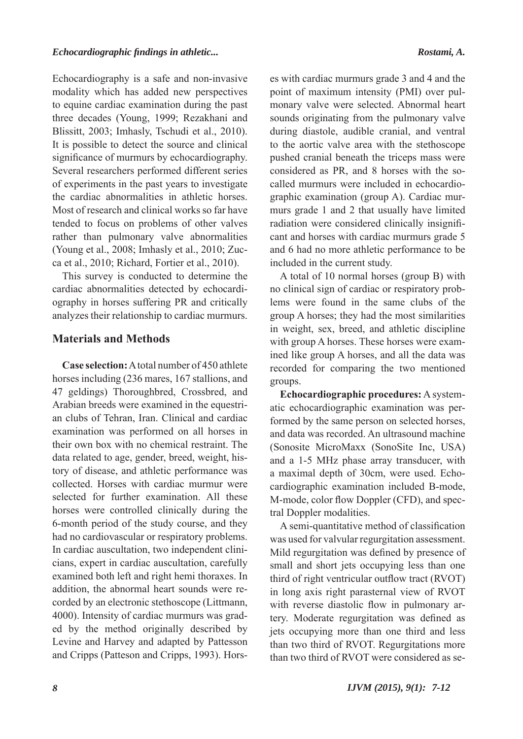Echocardiography is a safe and non-invasive modality which has added new perspectives to equine cardiac examination during the past three decades (Young, 1999; Rezakhani and Blissitt, 2003; Imhasly, Tschudi et al., 2010). It is possible to detect the source and clinical significance of murmurs by echocardiography. Several researchers performed different series of experiments in the past years to investigate the cardiac abnormalities in athletic horses. Most of research and clinical works so far have tended to focus on problems of other valves rather than pulmonary valve abnormalities (Young et al., 2008; Imhasly et al., 2010; Zucca et al., 2010; Richard, Fortier et al., 2010).

This survey is conducted to determine the cardiac abnormalities detected by echocardiography in horses suffering PR and critically analyzes their relationship to cardiac murmurs.

## Materials and Methods

**Case selection:** A total number of 450 athlete horses including (236 mares, 167 stallions, and 47 geldings) Thoroughbred, Crossbred, and Arabian breeds were examined in the equestrian clubs of Tehran, Iran. Clinical and cardiac examination was performed on all horses in their own box with no chemical restraint. The data related to age, gender, breed, weight, history of disease, and athletic performance was collected. Horses with cardiac murmur were selected for further examination. All these horses were controlled clinically during the 6-month period of the study course, and they had no cardiovascular or respiratory problems. In cardiac auscultation, two independent clinicians, expert in cardiac auscultation, carefully examined both left and right hemi thoraxes. In addition, the abnormal heart sounds were recorded by an electronic stethoscope (Littmann, 4000). Intensity of cardiac murmurs was graded by the method originally described by Levine and Harvey and adapted by Pattesson and Cripps (Patteson and Cripps, 1993). Horses with cardiac murmurs grade 3 and 4 and the point of maximum intensity (PMI) over pulmonary valve were selected. Abnormal heart sounds originating from the pulmonary valve during diastole, audible cranial, and ventral to the aortic valve area with the stethoscope pushed cranial beneath the triceps mass were considered as PR, and 8 horses with the so-called murmurs were included in echocardiographic examination (group A). Cardiac murmurs grade 1 and 2 that usually have limited radiation were considered clinically insignificant and horses with cardiac murmurs grade 5 and 6 had no more athletic performance to be included in the current study.

A total of 10 normal horses (group B) with no clinical sign of cardiac or respiratory problems were found in the same clubs of the group A horses; they had the most similarities in weight, sex, breed, and athletic discipline with group A horses. These horses were examined like group A horses, and all the data was recorded for comparing the two mentioned groups.

**Echocardiographic procedures:** A systematic echocardiographic examination was performed by the same person on selected horses, and data was recorded. An ultrasound machine (Sonosite MicroMaxx (SonoSite Inc, USA) and a 1-5 MHz phase array transducer, with a maximal depth of 30cm, were used. Echocardiographic examination included B-mode, M-mode, color flow Doppler (CFD), and spectral Doppler modalities.

A semi-quantitative method of classification was used for valvular regurgitation assessment. Mild regurgitation was defined by presence of small and short jets occupying less than one third of right ventricular outflow tract (RVOT) in long axis right parasternal view of RVOT with reverse diastolic flow in pulmonary artery. Moderate regurgitation was defined as jets occupying more than one third and less than two third of RVOT. Regurgitations more than two third of RVOT were considered as se-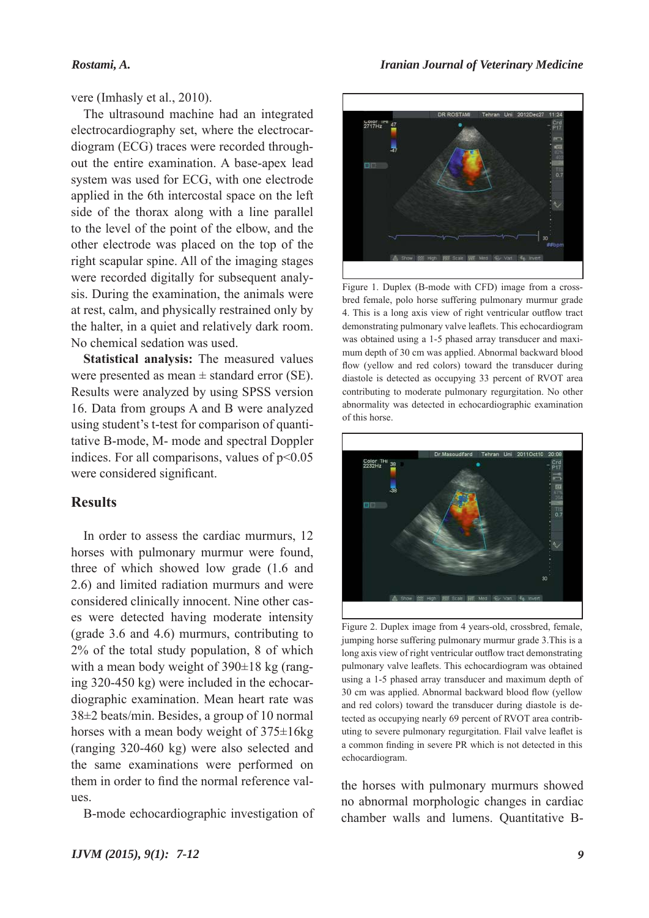vere (Imhasly et al., 2010).

The ultrasound machine had an integrated electrocardiography set, where the electrocardiogram (ECG) traces were recorded throughout the entire examination. A base-apex lead system was used for ECG, with one electrode applied in the 6th intercostal space on the left side of the thorax along with a line parallel to the level of the point of the elbow, and the other electrode was placed on the top of the right scapular spine. All of the imaging stages were recorded digitally for subsequent analysis. During the examination, the animals were at rest, calm, and physically restrained only by the halter, in a quiet and relatively dark room. No chemical sedation was used.

**Statistical analysis:** The measured values were presented as mean ± standard error (SE). Results were analyzed by using SPSS version 16. Data from groups A and B were analyzed using student's t-test for comparison of quantitative B-mode, M- mode and spectral Doppler indices. For all comparisons, values of $p<0.05$ were considered significant.

## Results

In order to assess the cardiac murmurs, 12 horses with pulmonary murmur were found, three of which showed low grade (1.6 and 2.6) and limited radiation murmurs and were considered clinically innocent. Nine other cases were detected having moderate intensity (grade 3.6 and 4.6) murmurs, contributing to 2% of the total study population, 8 of which with a mean body weight of 390±18 kg (ranging 320-450 kg) were included in the echocardiographic examination. Mean heart rate was 38±2 beats/min. Besides, a group of 10 normal horses with a mean body weight of 375±16kg (ranging 320-460 kg) were also selected and the same examinations were performed on them in order to find the normal reference values.

B-mode echocardiographic investigation of the horses with pulmonary murmurs showed no abnormal morphologic changes in cardiac chamber walls and lumens. Quantitative B-

Figure 1. Duplex (B-mode with CFD) image from a crossbred female, polo horse suffering pulmonary murmur grade 4. This is a long axis view of right ventricular outflow tract demonstrating pulmonary valve leaflets. This echocardiogram was obtained using a 1-5 phased array transducer and maximum depth of 30 cm was applied. Abnormal backward blood flow (yellow and red colors) toward the transducer during diastole is detected as occupying 33 percent of RVOT area contributing to moderate pulmonary regurgitation. No other abnormality was detected in echocardiographic examination of this horse.

Figure 2. Duplex image from 4 years-old, crossbred, female, jumping horse suffering pulmonary murmur grade 3.This is a long axis view of right ventricular outflow tract demonstrating pulmonary valve leaflets. This echocardiogram was obtained using a 1-5 phased array transducer and maximum depth of 30 cm was applied. Abnormal backward blood flow (yellow and red colors) toward the transducer during diastole is detected as occupying nearly 69 percent of RVOT area contributing to severe pulmonary regurgitation. Flail valve leaflet is a common finding in severe PR which is not detected in this echocardiogram.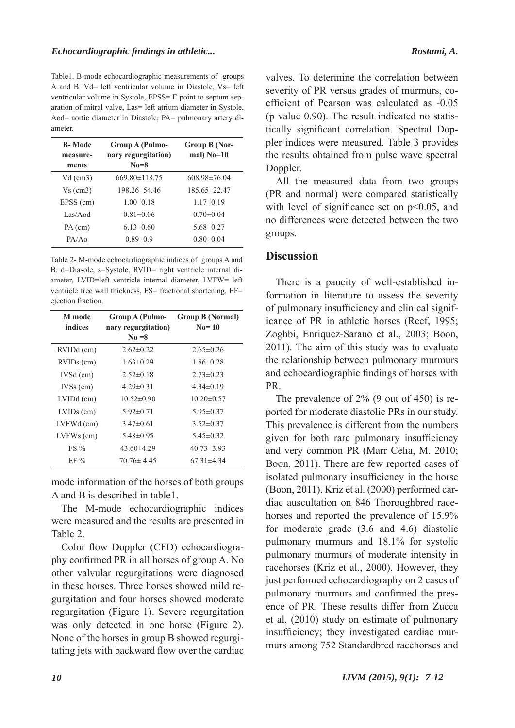Table1. B-mode echocardiographic measurements of groups A and B. Vd= left ventricular volume in Diastole, Vs= left ventricular volume in Systole, EPSS= E point to septum separation of mitral valve, Las= left atrium diameter in Systole, Aod= aortic diameter in Diastole, PA= pulmonary artery diameter.

| B- Mode measurements | Group A (Pulmonary regurgitation) No=8 | Group B (Normal) No=10 |
|---|---|---|
| Vd (cm3) | 669.80±118.75 | 608.98±76.04 |
| Vs (cm3) | 198.26±54.46 | 185.65±22.47 |
| EPSS (cm) | 1.00±0.18 | 1.17±0.19 |
| Las/Aod | 0.81±0.06 | 0.70±0.04 |
| PA (cm) | 6.13±0.60 | 5.68±0.27 |
| PA/Ao | 0.89±0.9 | 0.80±0.04 |

Table 2- M-mode echocardiographic indices of groups A and B. d=Diasole, s=Systole, RVID= right ventricle internal diameter, LVID=left ventricle internal diameter, LVFW= left ventricle free wall thickness, FS= fractional shortening, EF= ejection fraction.

| M mode indices | Group A (Pulmonary regurgitation) No =8 | Group B (Normal) No= 10 |
|---|---|---|
| RVIDd (cm) | 2.62±0.22 | 2.65±0.26 |
| RVIDs (cm) | 1.63±0.29 | 1.86±0.28 |
| IVSd (cm) | 2.52±0.18 | 2.73±0.23 |
| IVSs (cm) | 4.29±0.31 | 4.34±0.19 |
| LVIDd (cm) | 10.52±0.90 | 10.20±0.57 |
| LVIDs (cm) | 5.92±0.71 | 5.95±0.37 |
| LVFWd (cm) | 3.47±0.61 | 3.52±0.37 |
| LVFWs (cm) | 5.48±0.95 | 5.45±0.32 |
| FS % | 43.60±4.29 | 40.73±3.93 |
| EF % | 70.76± 4.45 | 67.31±4.34 |

mode information of the horses of both groups A and B is described in table1.

The M-mode echocardiographic indices were measured and the results are presented in Table 2.

Color flow Doppler (CFD) echocardiography confirmed PR in all horses of group A. No other valvular regurgitations were diagnosed in these horses. Three horses showed mild regurgitation and four horses showed moderate regurgitation (Figure 1). Severe regurgitation was only detected in one horse (Figure 2). None of the horses in group B showed regurgitating jets with backward flow over the cardiac valves. To determine the correlation between severity of PR versus grades of murmurs, coefficient of Pearson was calculated as -0.05 (p value 0.90). The result indicated no statistically significant correlation. Spectral Doppler indices were measured. Table 3 provides the results obtained from pulse wave spectral Doppler.

All the measured data from two groups (PR and normal) were compared statistically with level of significance set on $p<0.05$, and no differences were detected between the two groups.

## Discussion

There is a paucity of well-established information in literature to assess the severity of pulmonary insufficiency and clinical significance of PR in athletic horses (Reef, 1995; Zoghbi, Enriquez-Sarano et al., 2003; Boon, 2011). The aim of this study was to evaluate the relationship between pulmonary murmurs and echocardiographic findings of horses with PR.

The prevalence of 2% (9 out of 450) is reported for moderate diastolic PRs in our study. This prevalence is different from the numbers given for both rare pulmonary insufficiency and very common PR (Marr Celia, M. 2010; Boon, 2011). There are few reported cases of isolated pulmonary insufficiency in the horse (Boon, 2011). Kriz et al. (2000) performed cardiac auscultation on 846 Thoroughbred racehorses and reported the prevalence of 15.9% for moderate grade (3.6 and 4.6) diastolic pulmonary murmurs and 18.1% for systolic pulmonary murmurs of moderate intensity in racehorses (Kriz et al., 2000). However, they just performed echocardiography on 2 cases of pulmonary murmurs and confirmed the presence of PR. These results differ from Zucca et al. (2010) study on estimate of pulmonary insufficiency; they investigated cardiac murmurs among 752 Standardbred racehorses and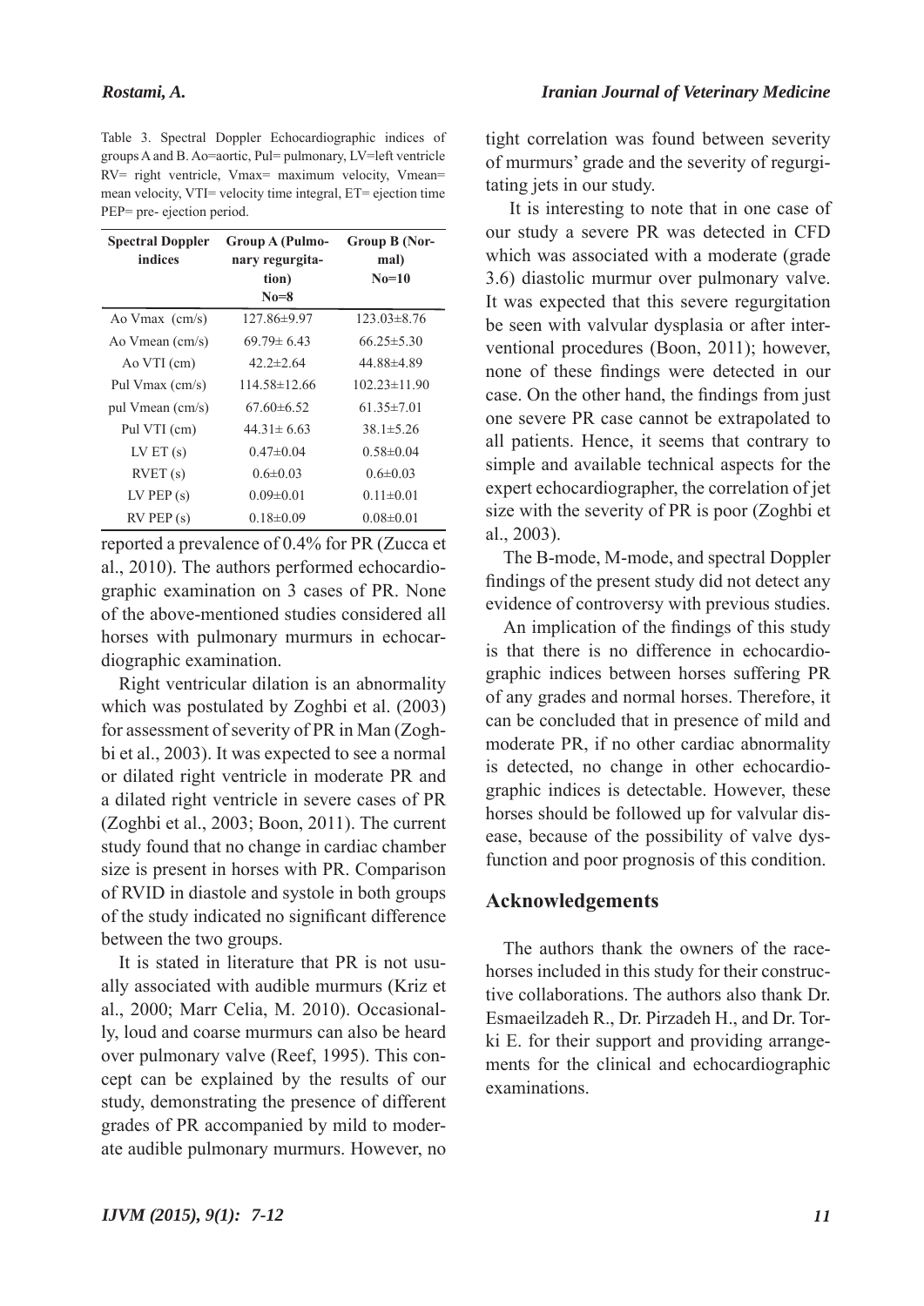Table 3. Spectral Doppler Echocardiographic indices of groups A and B. Ao=aortic, Pul= pulmonary, LV=left ventricle RV= right ventricle, Vmax= maximum velocity, Vmean= mean velocity, VTI= velocity time integral, ET= ejection time PEP= pre- ejection period.

| Spectral Doppler indices | Group A (Pulmonary regurgitation) No=8 | Group B (Normal) No=10 |
|---|---|---|
| Ao Vmax (cm/s) | 127.86±9.97 | 123.03±8.76 |
| Ao Vmean (cm/s) | 69.79± 6.43 | 66.25±5.30 |
| Ao VTI (cm) | 42.2±2.64 | 44.88±4.89 |
| Pul Vmax (cm/s) | 114.58±12.66 | 102.23±11.90 |
| pul Vmean (cm/s) | 67.60±6.52 | 61.35±7.01 |
| Pul VTI (cm) | 44.31± 6.63 | 38.1±5.26 |
| LV ET (s) | 0.47±0.04 | 0.58±0.04 |
| RVET (s) | 0.6±0.03 | 0.6±0.03 |
| LV PEP (s) | 0.09±0.01 | 0.11±0.01 |
| RV PEP (s) | 0.18±0.09 | 0.08±0.01 |

reported a prevalence of 0.4% for PR (Zucca et al., 2010). The authors performed echocardiographic examination on 3 cases of PR. None of the above-mentioned studies considered all horses with pulmonary murmurs in echocardiographic examination.

Right ventricular dilation is an abnormality which was postulated by Zoghbi et al. (2003) for assessment of severity of PR in Man (Zoghbi et al., 2003). It was expected to see a normal or dilated right ventricle in moderate PR and a dilated right ventricle in severe cases of PR (Zoghbi et al., 2003; Boon, 2011). The current study found that no change in cardiac chamber size is present in horses with PR. Comparison of RVID in diastole and systole in both groups of the study indicated no significant difference between the two groups.

It is stated in literature that PR is not usually associated with audible murmurs (Kriz et al., 2000; Marr Celia, M. 2010). Occasionally, loud and coarse murmurs can also be heard over pulmonary valve (Reef, 1995). This concept can be explained by the results of our study, demonstrating the presence of different grades of PR accompanied by mild to moderate audible pulmonary murmurs. However, no tight correlation was found between severity of murmurs' grade and the severity of regurgitating jets in our study.

It is interesting to note that in one case of our study a severe PR was detected in CFD which was associated with a moderate (grade 3.6) diastolic murmur over pulmonary valve. It was expected that this severe regurgitation be seen with valvular dysplasia or after interventional procedures (Boon, 2011); however, none of these findings were detected in our case. On the other hand, the findings from just one severe PR case cannot be extrapolated to all patients. Hence, it seems that contrary to simple and available technical aspects for the expert echocardiographer, the correlation of jet size with the severity of PR is poor (Zoghbi et al., 2003).

The B-mode, M-mode, and spectral Doppler findings of the present study did not detect any evidence of controversy with previous studies.

An implication of the findings of this study is that there is no difference in echocardiographic indices between horses suffering PR of any grades and normal horses. Therefore, it can be concluded that in presence of mild and moderate PR, if no other cardiac abnormality is detected, no change in other echocardiographic indices is detectable. However, these horses should be followed up for valvular disease, because of the possibility of valve dysfunction and poor prognosis of this condition.

## Acknowledgements

The authors thank the owners of the racehorses included in this study for their constructive collaborations. The authors also thank Dr. Esmaeilzadeh R., Dr. Pirzadeh H., and Dr. Torki E. for their support and providing arrangements for the clinical and echocardiographic examinations.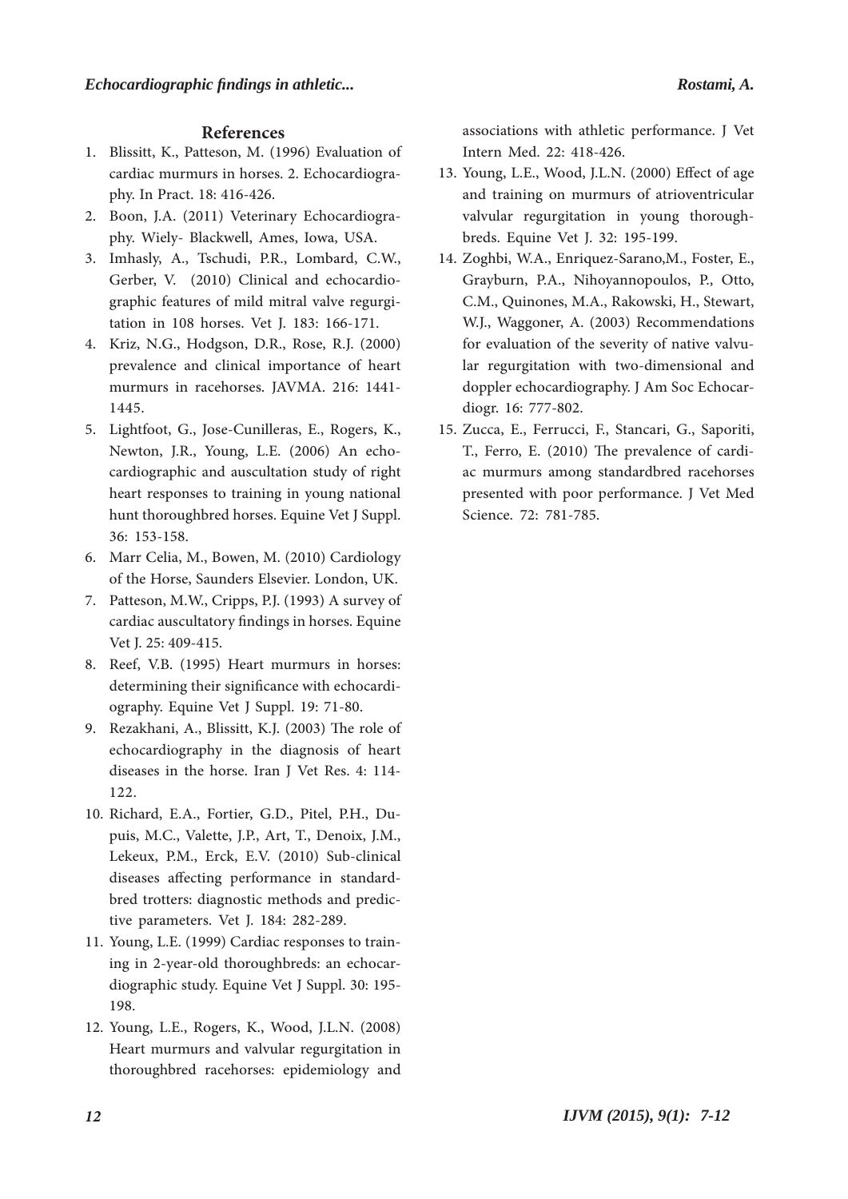## References

1. Blissitt, K., Patteson, M. (1996) Evaluation of cardiac murmurs in horses. 2. Echocardiography. In Pract. 18: 416-426.
2. Boon, J.A. (2011) Veterinary Echocardiography. Wiely- Blackwell, Ames, Iowa, USA.
3. Imhasly, A., Tschudi, P.R., Lombard, C.W., Gerber, V. (2010) Clinical and echocardiographic features of mild mitral valve regurgitation in 108 horses. Vet J. 183: 166-171.
4. Kriz, N.G., Hodgson, D.R., Rose, R.J. (2000) prevalence and clinical importance of heart murmurs in racehorses. JAVMA. 216: 1441-1445.
5. Lightfoot, G., Jose-Cunilleras, E., Rogers, K., Newton, J.R., Young, L.E. (2006) An echocardiographic and auscultation study of right heart responses to training in young national hunt thoroughbred horses. Equine Vet J Suppl. 36: 153-158.
6. Marr Celia, M., Bowen, M. (2010) Cardiology of the Horse, Saunders Elsevier. London, UK.
7. Patteson, M.W., Cripps, P.J. (1993) A survey of cardiac auscultatory findings in horses. Equine Vet J. 25: 409-415.
8. Reef, V.B. (1995) Heart murmurs in horses: determining their significance with echocardiography. Equine Vet J Suppl. 19: 71-80.
9. Rezakhani, A., Blissitt, K.J. (2003) The role of echocardiography in the diagnosis of heart diseases in the horse. Iran J Vet Res. 4: 114-122.
10. Richard, E.A., Fortier, G.D., Pitel, P.H., Dupuis, M.C., Valette, J.P., Art, T., Denoix, J.M., Lekeux, P.M., Erck, E.V. (2010) Sub-clinical diseases affecting performance in standardbred trotters: diagnostic methods and predictive parameters. Vet J. 184: 282-289.
11. Young, L.E. (1999) Cardiac responses to training in 2-year-old thoroughbreds: an echocardiographic study. Equine Vet J Suppl. 30: 195-198.
12. Young, L.E., Rogers, K., Wood, J.L.N. (2008) Heart murmurs and valvular regurgitation in thoroughbred racehorses: epidemiology and associations with athletic performance. J Vet Intern Med. 22: 418-426.
13. Young, L.E., Wood, J.L.N. (2000) Effect of age and training on murmurs of atrioventricular valvular regurgitation in young thoroughbreds. Equine Vet J. 32: 195-199.
14. Zoghbi, W.A., Enriquez-Sarano,M., Foster, E., Grayburn, P.A., Nihoyannopoulos, P., Otto, C.M., Quinones, M.A., Rakowski, H., Stewart, W.J., Waggoner, A. (2003) Recommendations for evaluation of the severity of native valvular regurgitation with two-dimensional and doppler echocardiography. J Am Soc Echocardiogr. 16: 777-802.
15. Zucca, E., Ferrucci, F., Stancari, G., Saporiti, T., Ferro, E. (2010) The prevalence of cardiac murmurs among standardbred racehorses presented with poor performance. J Vet Med Science. 72: 781-785.